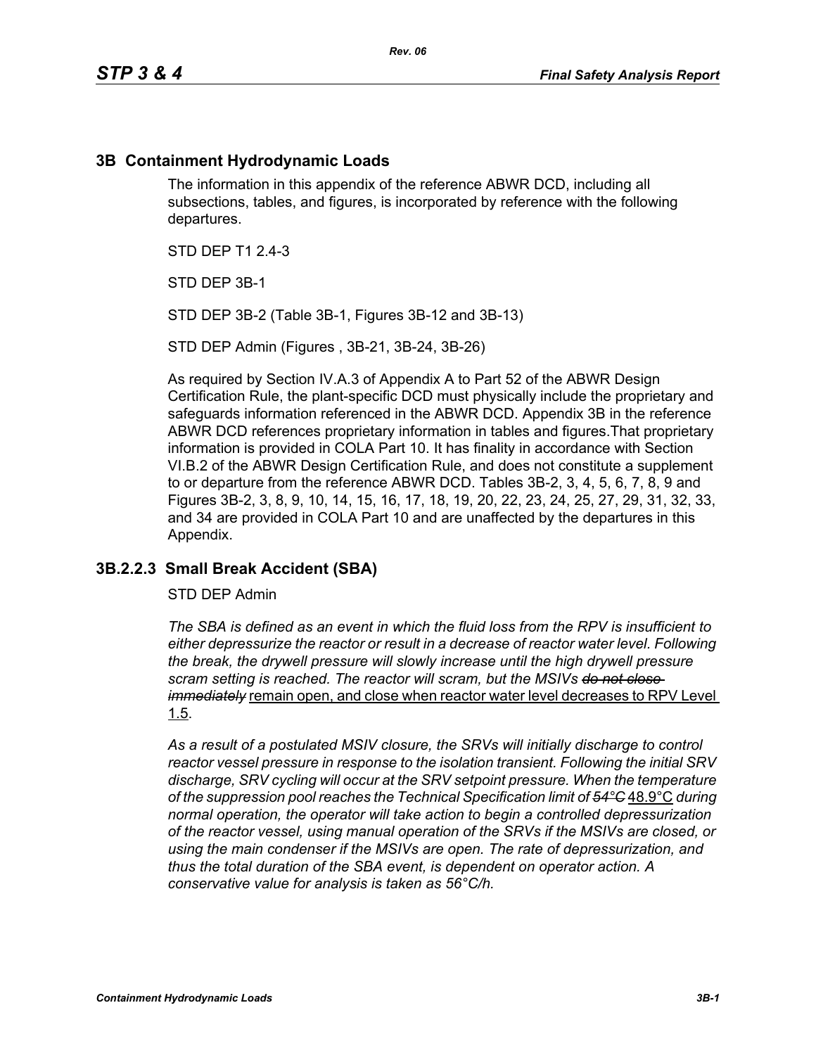## 3B Containment Hydrodynamic Loads

The information in this appendix of the reference ABWR DCD, including all subsections, tables, and figures, is incorporated by reference with the following departures.

STD DEP T1 2.4-3

STD DEP 3B-1

STD DEP 3B-2 (Table 3B-1, Figures 3B-12 and 3B-13)

STD DEP Admin (Figures , 3B-21, 3B-24, 3B-26)

As required by Section IV.A.3 of Appendix A to Part 52 of the ABWR Design Certification Rule, the plant-specific DCD must physically include the proprietary and safeguards information referenced in the ABWR DCD. Appendix 3B in the reference ABWR DCD references proprietary information in tables and figures.That proprietary information is provided in COLA Part 10. It has finality in accordance with Section VI.B.2 of the ABWR Design Certification Rule, and does not constitute a supplement to or departure from the reference ABWR DCD. Tables 3B-2, 3, 4, 5, 6, 7, 8, 9 and Figures 3B-2, 3, 8, 9, 10, 14, 15, 16, 17, 18, 19, 20, 22, 23, 24, 25, 27, 29, 31, 32, 33, and 34 are provided in COLA Part 10 and are unaffected by the departures in this Appendix.

### 3B.2.2.3 Small Break Accident (SBA)

STD DEP Admin

*The SBA is defined as an event in which the fluid loss from the RPV is insufficient to either depressurize the reactor or result in a decrease of reactor water level. Following the break, the drywell pressure will slowly increase until the high drywell pressure scram setting is reached. The reactor will scram, but the MSIVs ~~do not close immediately~~* remain open, and close when reactor water level decreases to RPV Level 1.5.

*As a result of a postulated MSIV closure, the SRVs will initially discharge to control reactor vessel pressure in response to the isolation transient. Following the initial SRV discharge, SRV cycling will occur at the SRV setpoint pressure. When the temperature of the suppression pool reaches the Technical Specification limit of ~~54°C~~* 48.9°C *during normal operation, the operator will take action to begin a controlled depressurization of the reactor vessel, using manual operation of the SRVs if the MSIVs are closed, or using the main condenser if the MSIVs are open. The rate of depressurization, and thus the total duration of the SBA event, is dependent on operator action. A conservative value for analysis is taken as 56°C/h.*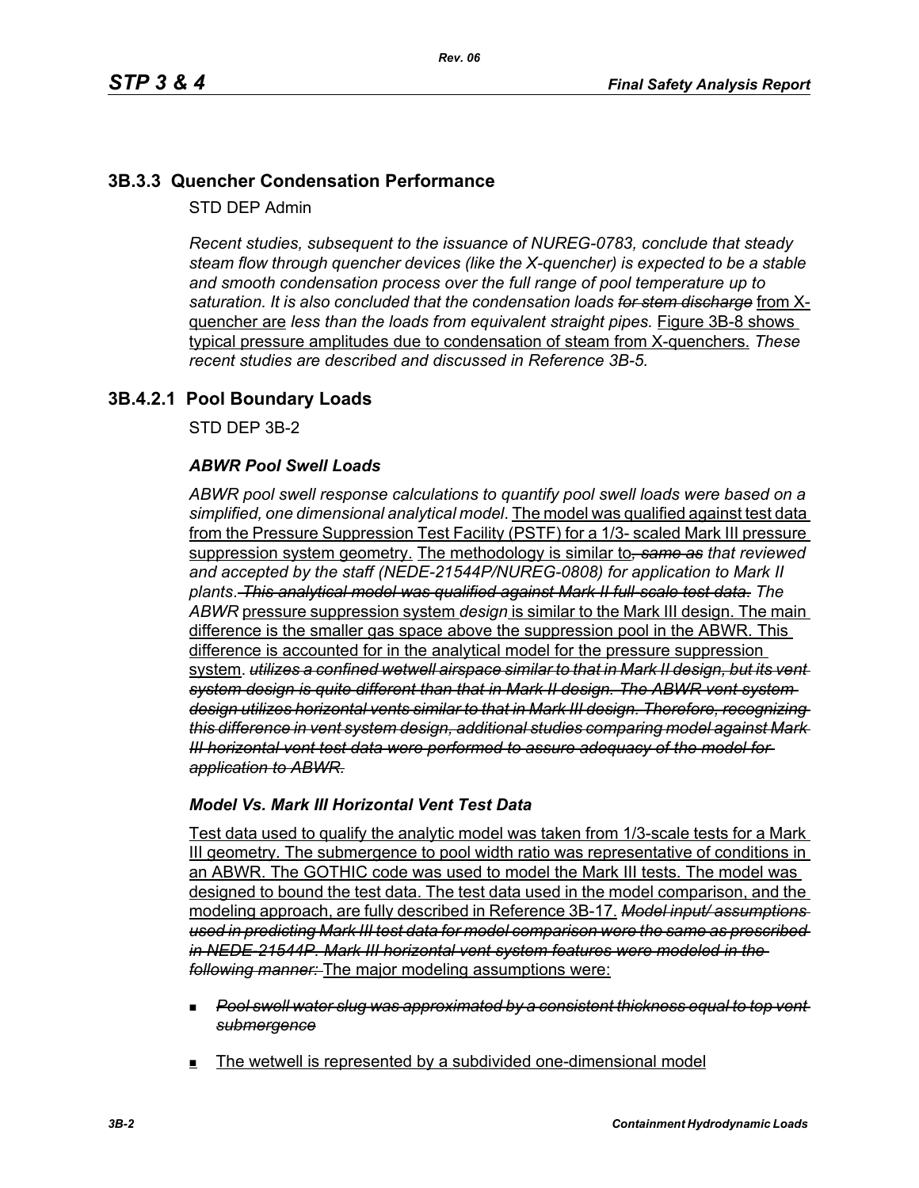## 3B.3.3 Quencher Condensation Performance

STD DEP Admin

*Recent studies, subsequent to the issuance of NUREG-0783, conclude that steady steam flow through quencher devices (like the X-quencher) is expected to be a stable and smooth condensation process over the full range of pool temperature up to saturation. It is also concluded that the condensation loads ~~for stem discharge~~* from X-quencher are *less than the loads from equivalent straight pipes.* Figure 3B-8 shows typical pressure amplitudes due to condensation of steam from X-quenchers. *These recent studies are described and discussed in Reference 3B-5.*

## 3B.4.2.1 Pool Boundary Loads

STD DEP 3B-2

### *ABWR Pool Swell Loads*

*ABWR pool swell response calculations to quantify pool swell loads were based on a simplified, one dimensional analytical model*. The model was qualified against test data from the Pressure Suppression Test Facility (PSTF) for a 1/3- scaled Mark III pressure suppression system geometry. The methodology is similar to*~~, same as~~ that reviewed and accepted by the staff (NEDE-21544P/NUREG-0808) for application to Mark II plants*. *~~This analytical model was qualified against Mark II full-scale test data.~~ The ABWR* pressure suppression system *design* is similar to the Mark III design. The main difference is the smaller gas space above the suppression pool in the ABWR. This difference is accounted for in the analytical model for the pressure suppression system. *~~utilizes a confined wetwell airspace similar to that in Mark II design, but its vent system design is quite different than that in Mark II design. The ABWR vent system design utilizes horizontal vents similar to that in Mark III design. Therefore, recognizing this difference in vent system design, additional studies comparing model against Mark III horizontal vent test data were performed to assure adequacy of the model for application to ABWR.~~*

### *Model Vs. Mark III Horizontal Vent Test Data*

Test data used to qualify the analytic model was taken from 1/3-scale tests for a Mark III geometry. The submergence to pool width ratio was representative of conditions in an ABWR. The GOTHIC code was used to model the Mark III tests. The model was designed to bound the test data. The test data used in the model comparison, and the modeling approach, are fully described in Reference 3B-17. *~~Model input/ assumptions used in predicting Mark III test data for model comparison were the same as prescribed in NEDE-21544P. Mark III horizontal vent system features were modeled in the following manner:~~* The major modeling assumptions were:

- *~~Pool swell water slug was approximated by a consistent thickness equal to top vent submergence~~*
- The wetwell is represented by a subdivided one-dimensional model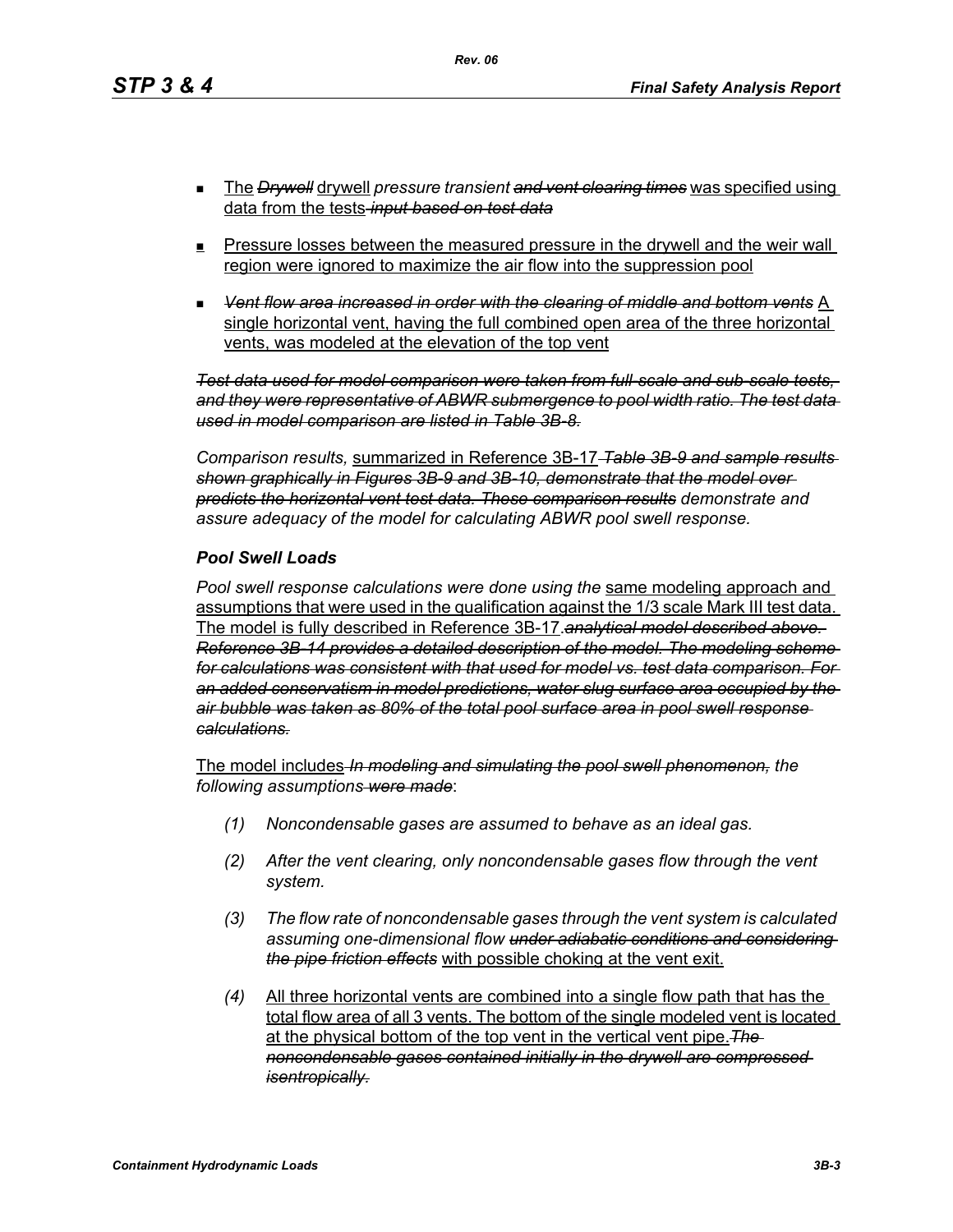- The ~~*Drywell*~~ drywell *pressure transient* ~~*and vent clearing times*~~ was specified using data from the tests ~~*input based on test data*~~

- Pressure losses between the measured pressure in the drywell and the weir wall region were ignored to maximize the air flow into the suppression pool

- ~~*Vent flow area increased in order with the clearing of middle and bottom vents*~~ A single horizontal vent, having the full combined open area of the three horizontal vents, was modeled at the elevation of the top vent

~~*Test data used for model comparison were taken from full-scale and sub-scale tests, and they were representative of ABWR submergence to pool width ratio. The test data used in model comparison are listed in Table 3B-8.*~~

*Comparison results,* summarized in Reference 3B-17 ~~*Table 3B-9 and sample results shown graphically in Figures 3B-9 and 3B-10, demonstrate that the model over predicts the horizontal vent test data. These comparison results*~~ *demonstrate and assure adequacy of the model for calculating ABWR pool swell response.*

### *Pool Swell Loads*

*Pool swell response calculations were done using the* same modeling approach and assumptions that were used in the qualification against the 1/3 scale Mark III test data. The model is fully described in Reference 3B-17. ~~*analytical model described above. Reference 3B-14 provides a detailed description of the model. The modeling scheme for calculations was consistent with that used for model vs. test data comparison. For an added conservatism in model predictions, water slug surface area occupied by the air bubble was taken as 80% of the total pool surface area in pool swell response calculations.*~~

The model includes ~~*In modeling and simulating the pool swell phenomenon,*~~ *the following assumptions* ~~*were made*~~:

(1) *Noncondensable gases are assumed to behave as an ideal gas.*

(2) *After the vent clearing, only noncondensable gases flow through the vent system.*

(3) *The flow rate of noncondensable gases through the vent system is calculated assuming one-dimensional flow* ~~*under adiabatic conditions and considering the pipe friction effects*~~ with possible choking at the vent exit.

(4) All three horizontal vents are combined into a single flow path that has the total flow area of all 3 vents. The bottom of the single modeled vent is located at the physical bottom of the top vent in the vertical vent pipe. ~~*The noncondensable gases contained initially in the drywell are compressed isentropically.*~~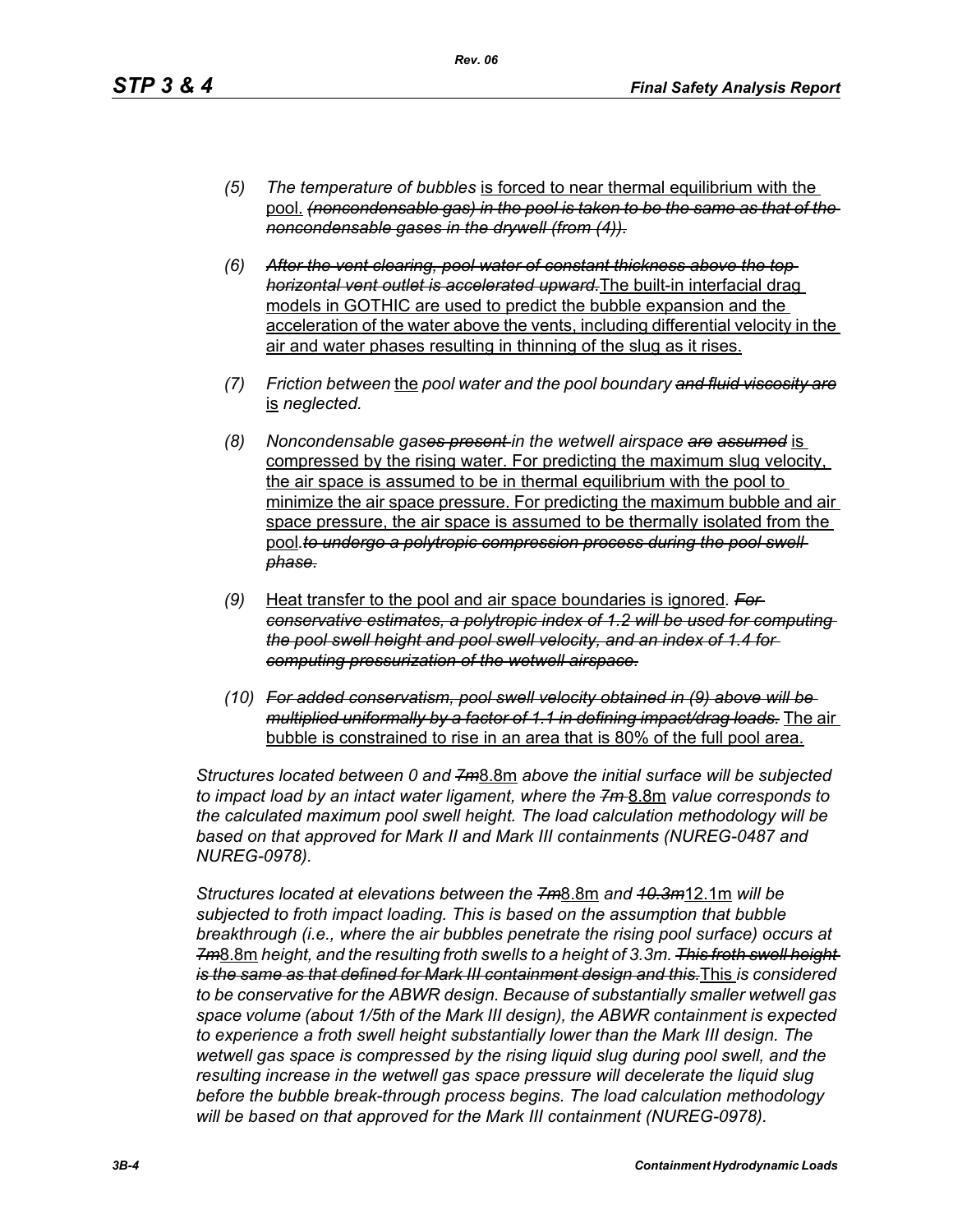*(5)* *The temperature of bubbles* <u>is forced to near thermal equilibrium with the pool.</u> ~~*(noncondensable gas) in the pool is taken to be the same as that of the noncondensable gases in the drywell (from (4)).*~~

*(6)* ~~*After the vent clearing, pool water of constant thickness above the top horizontal vent outlet is accelerated upward.*~~<u>The built-in interfacial drag models in GOTHIC are used to predict the bubble expansion and the acceleration of the water above the vents, including differential velocity in the air and water phases resulting in thinning of the slug as it rises.</u>

*(7)* *Friction between* <u>the</u> *pool water and the pool boundary* ~~*and fluid viscosity are*~~ <u>is</u> *neglected.*

*(8)* *Noncondensable gas*~~*es present*~~ *in the wetwell airspace* ~~*are assumed*~~ <u>is compressed by the rising water. For predicting the maximum slug velocity, the air space is assumed to be in thermal equilibrium with the pool to minimize the air space pressure. For predicting the maximum bubble and air space pressure, the air space is assumed to be thermally isolated from the pool.</u>~~*to undergo a polytropic compression process during the pool swell phase.*~~

*(9)* <u>Heat transfer to the pool and air space boundaries is ignored</u>. ~~*For conservative estimates, a polytropic index of 1.2 will be used for computing the pool swell height and pool swell velocity, and an index of 1.4 for computing pressurization of the wetwell airspace.*~~

*(10)* ~~*For added conservatism, pool swell velocity obtained in (9) above will be multiplied uniformly by a factor of 1.1 in defining impact/drag loads.*~~ <u>The air bubble is constrained to rise in an area that is 80% of the full pool area.</u>

*Structures located between 0 and* ~~*7m*~~<u>8.8m</u> *above the initial surface will be subjected to impact load by an intact water ligament, where the* ~~*7m*~~ <u>8.8m</u> *value corresponds to the calculated maximum pool swell height. The load calculation methodology will be based on that approved for Mark II and Mark III containments (NUREG-0487 and NUREG-0978).*

*Structures located at elevations between the* ~~*7m*~~<u>8.8m</u> *and* ~~*10.3m*~~<u>12.1m</u> *will be subjected to froth impact loading. This is based on the assumption that bubble breakthrough (i.e., where the air bubbles penetrate the rising pool surface) occurs at* ~~*7m*~~<u>8.8m</u> *height, and the resulting froth swells to a height of 3.3m.* ~~*This froth swell height is the same as that defined for Mark III containment design and this.*~~<u>This</u> *is considered to be conservative for the ABWR design. Because of substantially smaller wetwell gas space volume (about 1/5th of the Mark III design), the ABWR containment is expected to experience a froth swell height substantially lower than the Mark III design. The wetwell gas space is compressed by the rising liquid slug during pool swell, and the resulting increase in the wetwell gas space pressure will decelerate the liquid slug before the bubble break-through process begins. The load calculation methodology will be based on that approved for the Mark III containment (NUREG-0978).*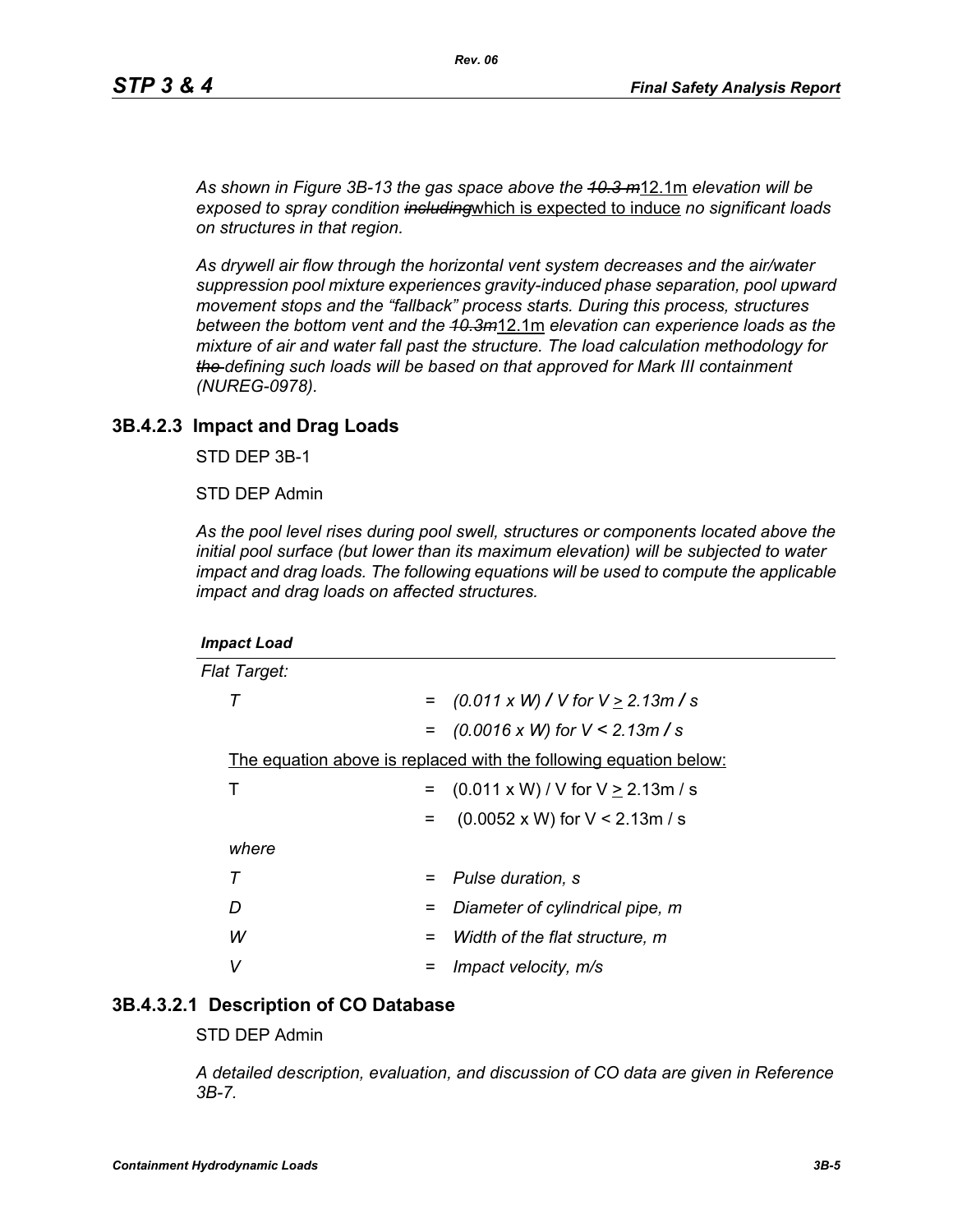*As shown in Figure 3B-13 the gas space above the ~~10.3 m~~*12.1m *elevation will be exposed to spray condition ~~including~~*which is expected to induce *no significant loads on structures in that region.*

*As drywell air flow through the horizontal vent system decreases and the air/water suppression pool mixture experiences gravity-induced phase separation, pool upward movement stops and the "fallback" process starts. During this process, structures between the bottom vent and the ~~10.3m~~*12.1m *elevation can experience loads as the mixture of air and water fall past the structure. The load calculation methodology for ~~the~~ defining such loads will be based on that approved for Mark III containment (NUREG-0978).*

### 3B.4.2.3 Impact and Drag Loads

STD DEP 3B-1

STD DEP Admin

*As the pool level rises during pool swell, structures or components located above the initial pool surface (but lower than its maximum elevation) will be subjected to water impact and drag loads. The following equations will be used to compute the applicable impact and drag loads on affected structures.*

***Impact Load***

*Flat Target:*

$T = (0.011 \times W) / V$ for $V \geq 2.13 m/s$

$= (0.0016 \times W)$ for $V < 2.13 m/s$

The equation above is replaced with the following equation below:

$T = (0.011 \times W) / V$ for $V \geq 2.13 m/s$

$= (0.0052 \times W)$ for $V < 2.13 m/s$

*where*

| | | |
|---|---|---|
| $T$ | = | *Pulse duration, s* |
| $D$ | = | *Diameter of cylindrical pipe, m* |
| $W$ | = | *Width of the flat structure, m* |
| $V$ | = | *Impact velocity, m/s* |

### 3B.4.3.2.1 Description of CO Database

STD DEP Admin

*A detailed description, evaluation, and discussion of CO data are given in Reference 3B-7.*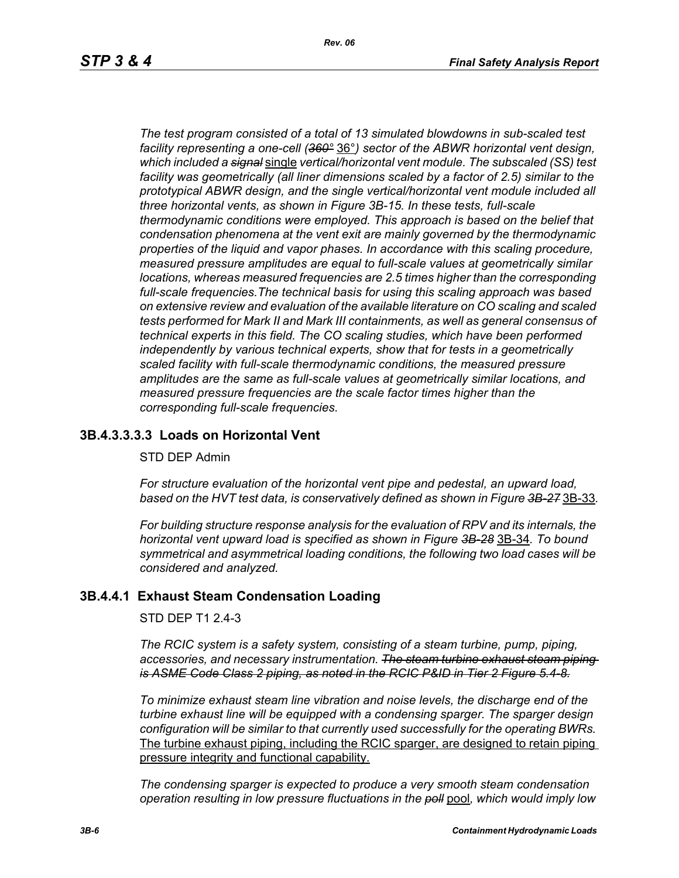*The test program consisted of a total of 13 simulated blowdowns in sub-scaled test facility representing a one-cell (~~360°~~ 36°) sector of the ABWR horizontal vent design, which included a ~~signal~~ single vertical/horizontal vent module. The subscaled (SS) test facility was geometrically (all liner dimensions scaled by a factor of 2.5) similar to the prototypical ABWR design, and the single vertical/horizontal vent module included all three horizontal vents, as shown in Figure 3B-15. In these tests, full-scale thermodynamic conditions were employed. This approach is based on the belief that condensation phenomena at the vent exit are mainly governed by the thermodynamic properties of the liquid and vapor phases. In accordance with this scaling procedure, measured pressure amplitudes are equal to full-scale values at geometrically similar locations, whereas measured frequencies are 2.5 times higher than the corresponding full-scale frequencies.The technical basis for using this scaling approach was based on extensive review and evaluation of the available literature on CO scaling and scaled tests performed for Mark II and Mark III containments, as well as general consensus of technical experts in this field. The CO scaling studies, which have been performed independently by various technical experts, show that for tests in a geometrically scaled facility with full-scale thermodynamic conditions, the measured pressure amplitudes are the same as full-scale values at geometrically similar locations, and measured pressure frequencies are the scale factor times higher than the corresponding full-scale frequencies.*

### 3B.4.3.3.3.3 Loads on Horizontal Vent

STD DEP Admin

*For structure evaluation of the horizontal vent pipe and pedestal, an upward load, based on the HVT test data, is conservatively defined as shown in Figure ~~3B-27~~* 3B-33*.*

*For building structure response analysis for the evaluation of RPV and its internals, the horizontal vent upward load is specified as shown in Figure ~~3B-28~~* 3B-34*. To bound symmetrical and asymmetrical loading conditions, the following two load cases will be considered and analyzed.*

### 3B.4.4.1 Exhaust Steam Condensation Loading

STD DEP T1 2.4-3

*The RCIC system is a safety system, consisting of a steam turbine, pump, piping, accessories, and necessary instrumentation. ~~The steam turbine exhaust steam piping is ASME Code Class 2 piping, as noted in the RCIC P&ID in Tier 2 Figure 5.4-8.~~*

*To minimize exhaust steam line vibration and noise levels, the discharge end of the turbine exhaust line will be equipped with a condensing sparger. The sparger design configuration will be similar to that currently used successfully for the operating BWRs.* The turbine exhaust piping, including the RCIC sparger, are designed to retain piping pressure integrity and functional capability.

*The condensing sparger is expected to produce a very smooth steam condensation operation resulting in low pressure fluctuations in the ~~poll~~* pool*, which would imply low*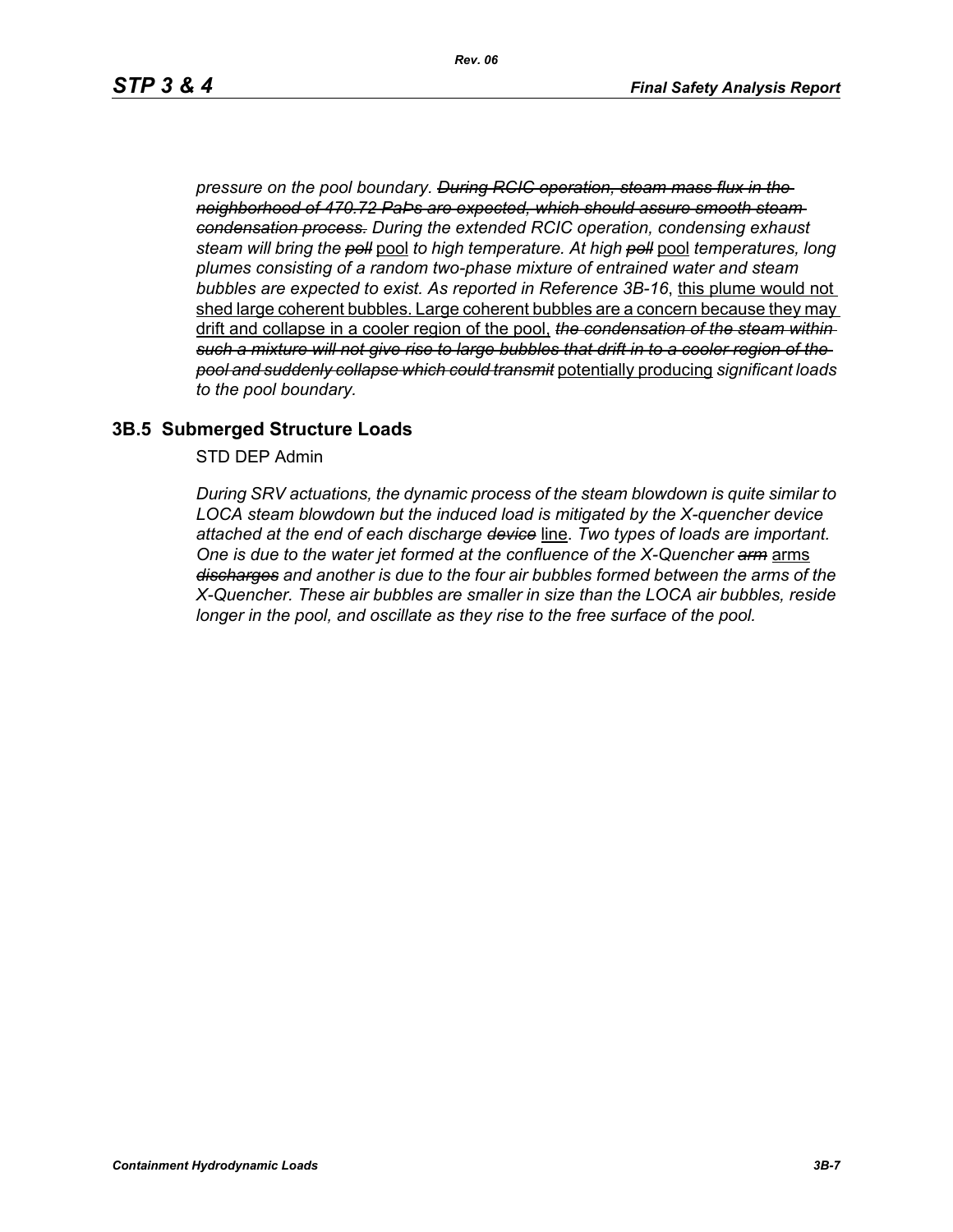*pressure on the pool boundary. ~~During RCIC operation, steam mass flux in the neighborhood of 470.72 PaPs are expected, which should assure smooth steam condensation process.~~ During the extended RCIC operation, condensing exhaust steam will bring the ~~poll~~* <u>pool</u> *to high temperature. At high ~~poll~~* <u>pool</u> *temperatures, long plumes consisting of a random two-phase mixture of entrained water and steam bubbles are expected to exist. As reported in Reference 3B-16*, <u>this plume would not shed large coherent bubbles. Large coherent bubbles are a concern because they may drift and collapse in a cooler region of the pool,</u> *~~the condensation of the steam within such a mixture will not give rise to large bubbles that drift in to a cooler region of the pool and suddenly collapse which could transmit~~* <u>potentially producing</u> *significant loads to the pool boundary.*

## 3B.5 Submerged Structure Loads

STD DEP Admin

*During SRV actuations, the dynamic process of the steam blowdown is quite similar to LOCA steam blowdown but the induced load is mitigated by the X-quencher device attached at the end of each discharge ~~device~~* <u>line</u>. *Two types of loads are important. One is due to the water jet formed at the confluence of the X-Quencher ~~arm~~* <u>arms</u> *~~discharges~~ and another is due to the four air bubbles formed between the arms of the X-Quencher. These air bubbles are smaller in size than the LOCA air bubbles, reside longer in the pool, and oscillate as they rise to the free surface of the pool.*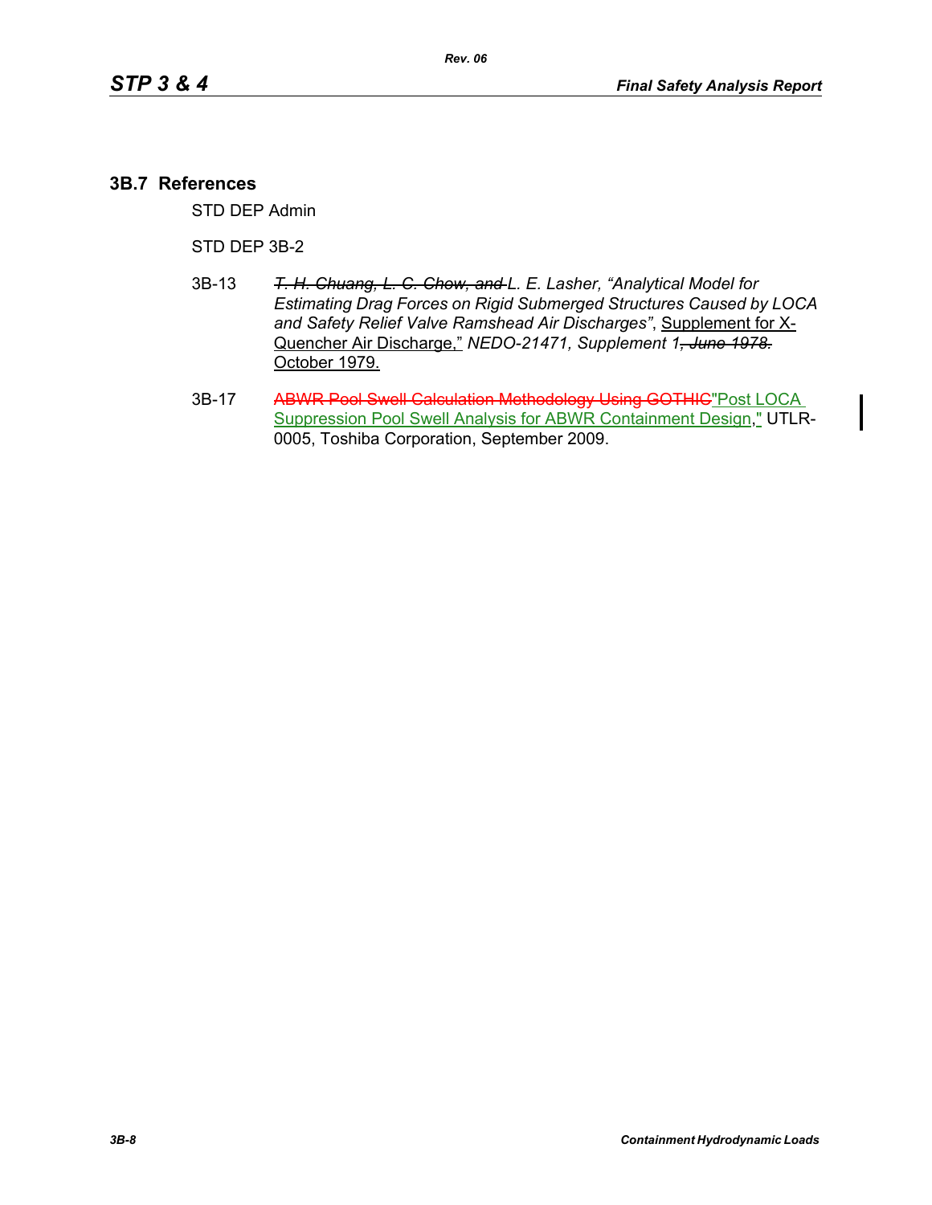## 3B.7 References

STD DEP Admin

STD DEP 3B-2

3B-13 ~~*T. H. Chuang, L. C. Chow, and*~~ *L. E. Lasher, "Analytical Model for Estimating Drag Forces on Rigid Submerged Structures Caused by LOCA and Safety Relief Valve Ramshead Air Discharges"*, Supplement for X-Quencher Air Discharge," *NEDO-21471, Supplement 1*~~*, June 1978.*~~ October 1979.

3B-17 ~~ABWR Pool Swell Calculation Methodology Using GOTHIC~~"Post LOCA Suppression Pool Swell Analysis for ABWR Containment Design," UTLR-0005, Toshiba Corporation, September 2009.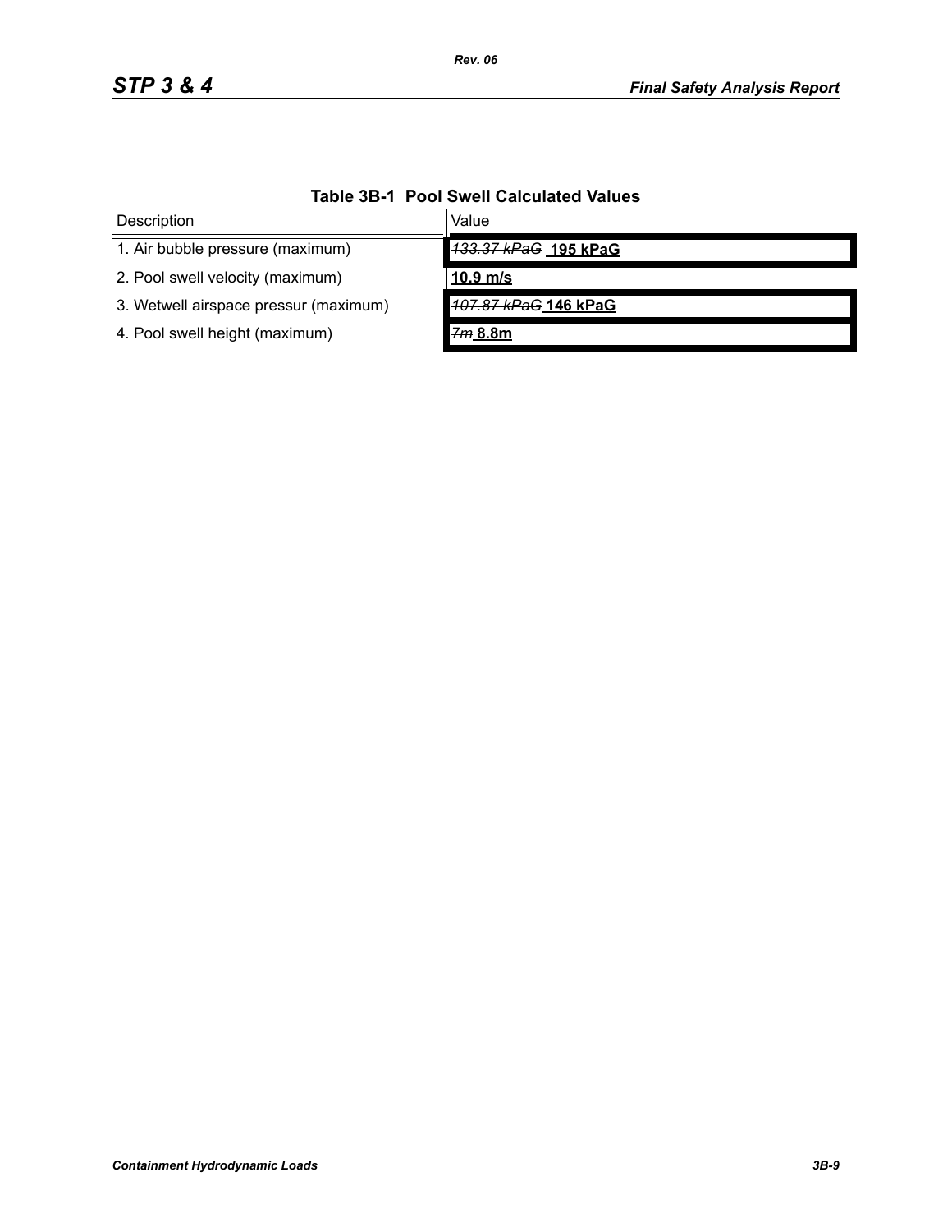**Table 3B-1 Pool Swell Calculated Values**

| Description | Value |
|---|---|
| 1. Air bubble pressure (maximum) | ~~133.37 kPaG~~ **195 kPaG** |
| 2. Pool swell velocity (maximum) | **10.9 m/s** |
| 3. Wetwell airspace pressur (maximum) | ~~107.87 kPaG~~ **146 kPaG** |
| 4. Pool swell height (maximum) | ~~7m~~ **8.8m** |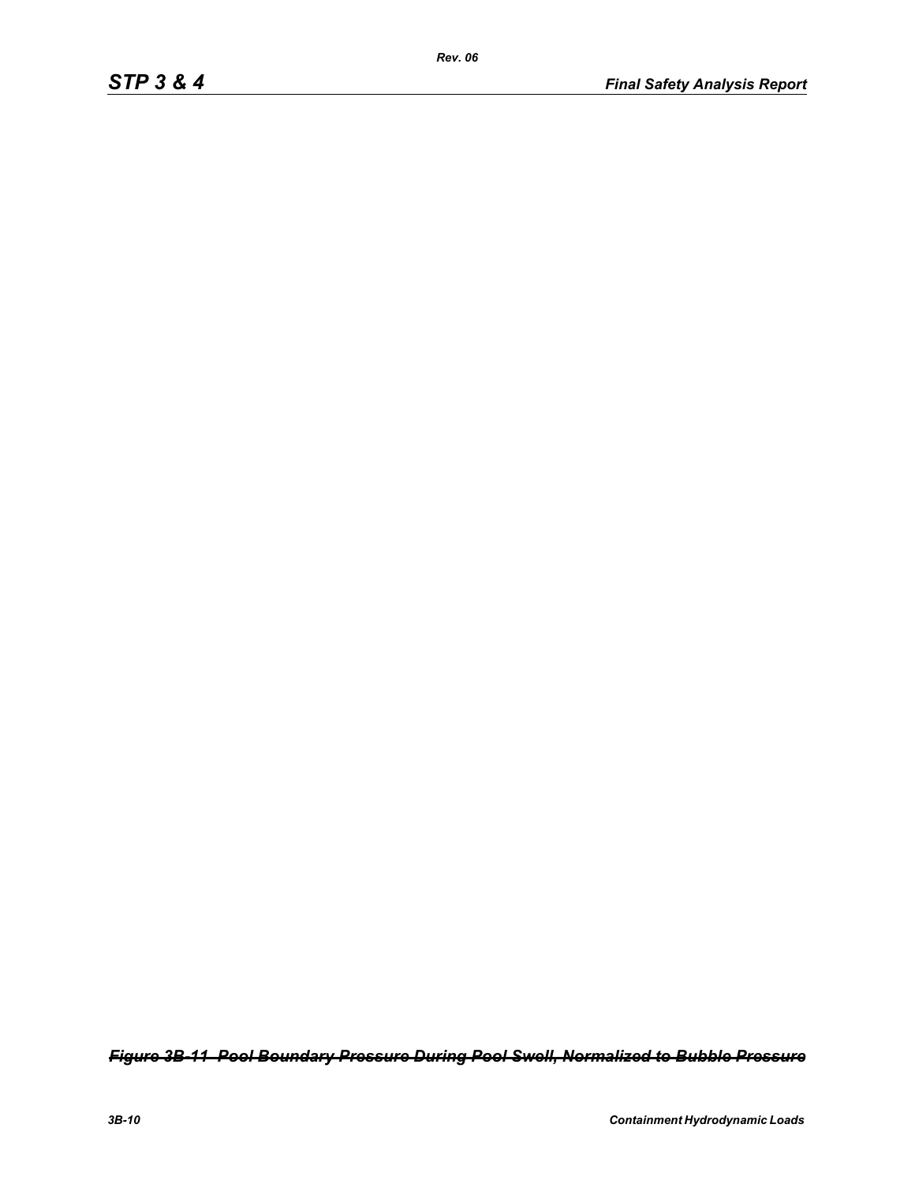~~*Figure 3B-11 Pool Boundary Pressure During Pool Swell, Normalized to Bubble Pressure*~~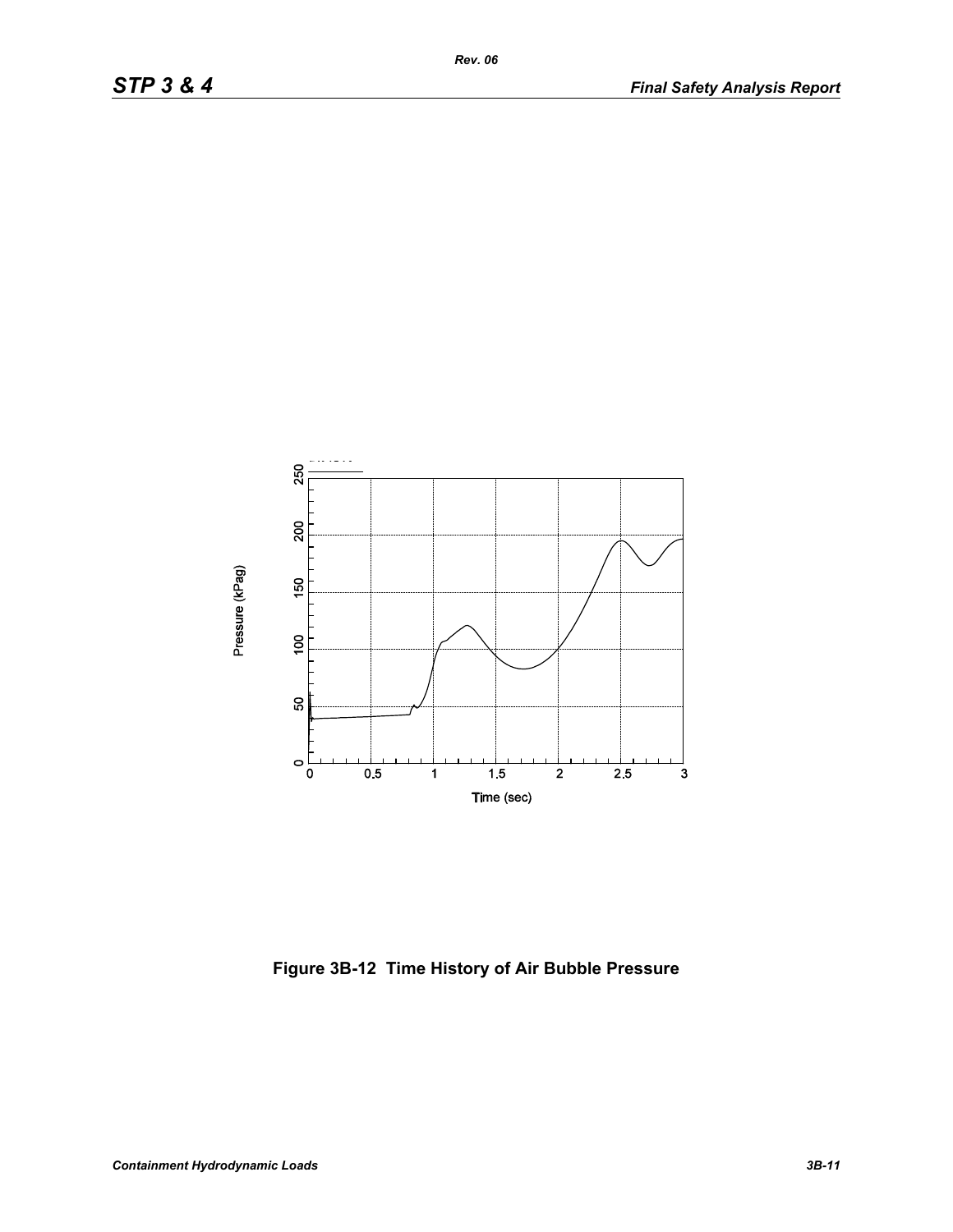Figure 3B-12 Time History of Air Bubble Pressure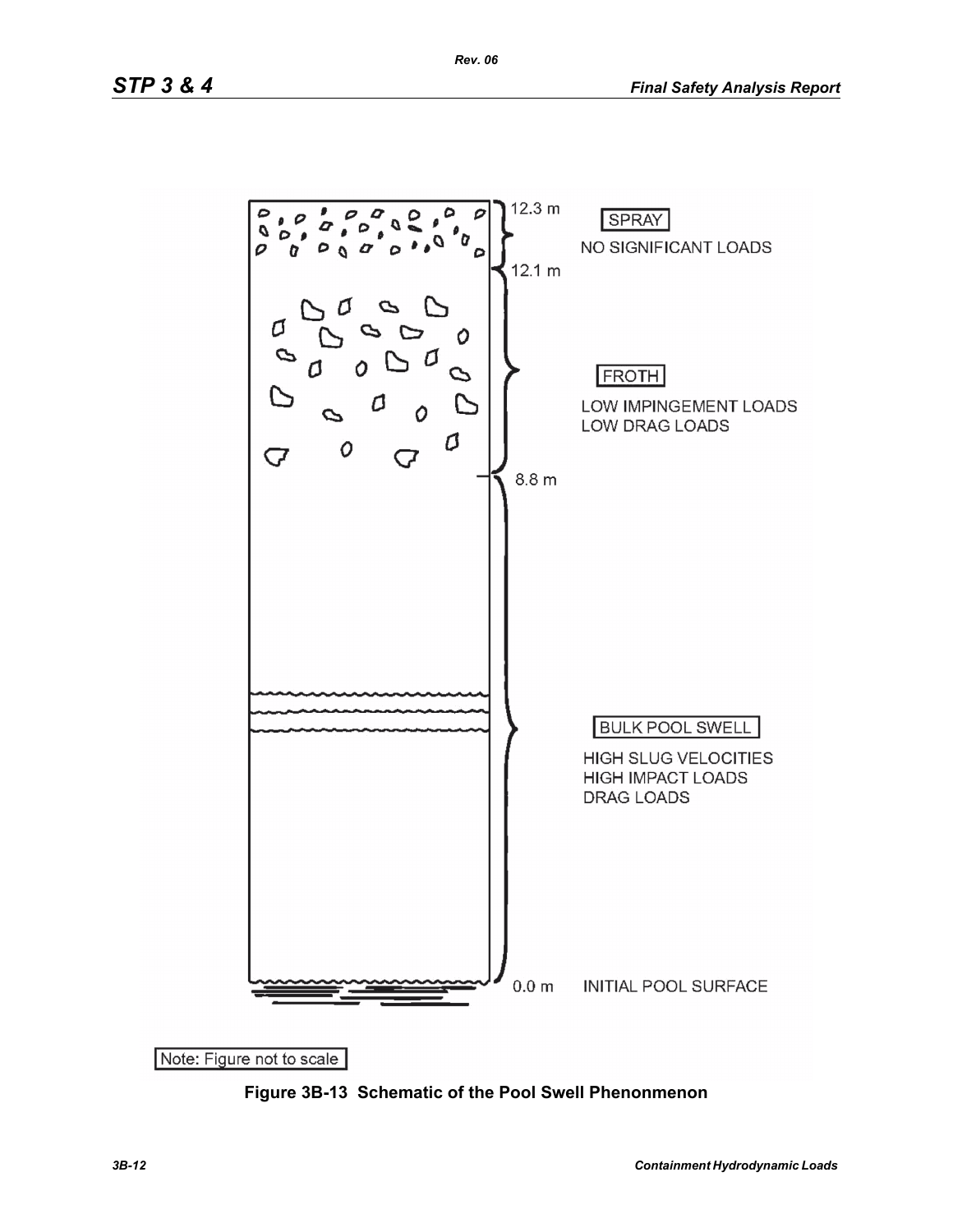12.3 m

SPRAY

NO SIGNIFICANT LOADS

12.1 m

FROTH

LOW IMPINGEMENT LOADS
LOW DRAG LOADS

8.8 m

BULK POOL SWELL

HIGH SLUG VELOCITIES
HIGH IMPACT LOADS
DRAG LOADS

0.0 m INITIAL POOL SURFACE

Note: Figure not to scale

**Figure 3B-13 Schematic of the Pool Swell Phenonmenon**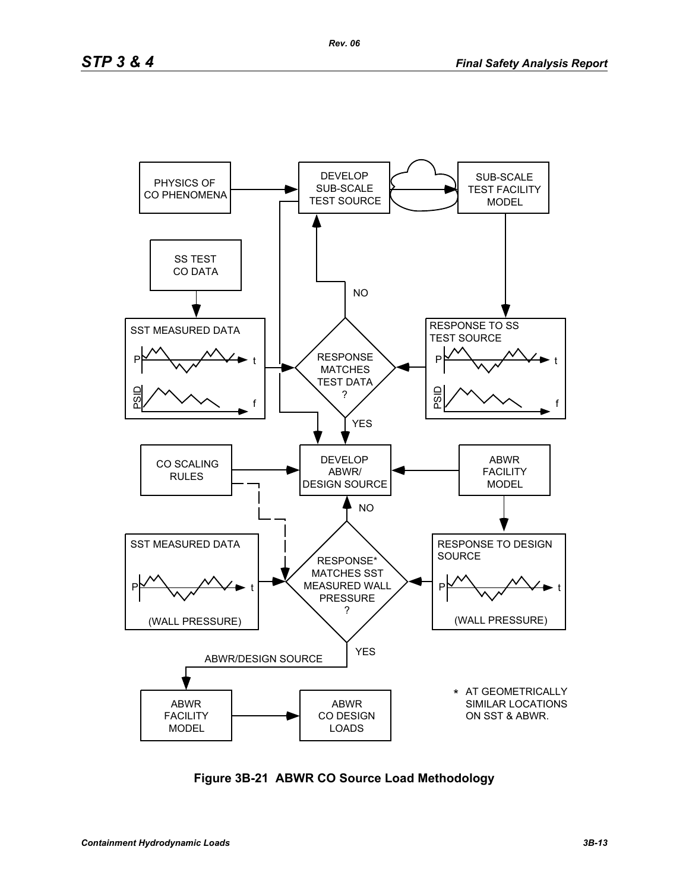PHYSICS OF CO PHENOMENA

DEVELOP SUB-SCALE TEST SOURCE

SUB-SCALE TEST FACILITY MODEL

SS TEST CO DATA

SST MEASURED DATA

P t

PSID f

NO

RESPONSE MATCHES TEST DATA ?

RESPONSE TO SS TEST SOURCE

P t

PSID f

YES

CO SCALING RULES

DEVELOP ABWR/ DESIGN SOURCE

ABWR FACILITY MODEL

NO

SST MEASURED DATA

P t

(WALL PRESSURE)

RESPONSE* MATCHES SST MEASURED WALL PRESSURE ?

RESPONSE TO DESIGN SOURCE

P t

(WALL PRESSURE)

YES

ABWR/DESIGN SOURCE

ABWR FACILITY MODEL

ABWR CO DESIGN LOADS

* AT GEOMETRICALLY SIMILAR LOCATIONS ON SST & ABWR.

**Figure 3B-21 ABWR CO Source Load Methodology**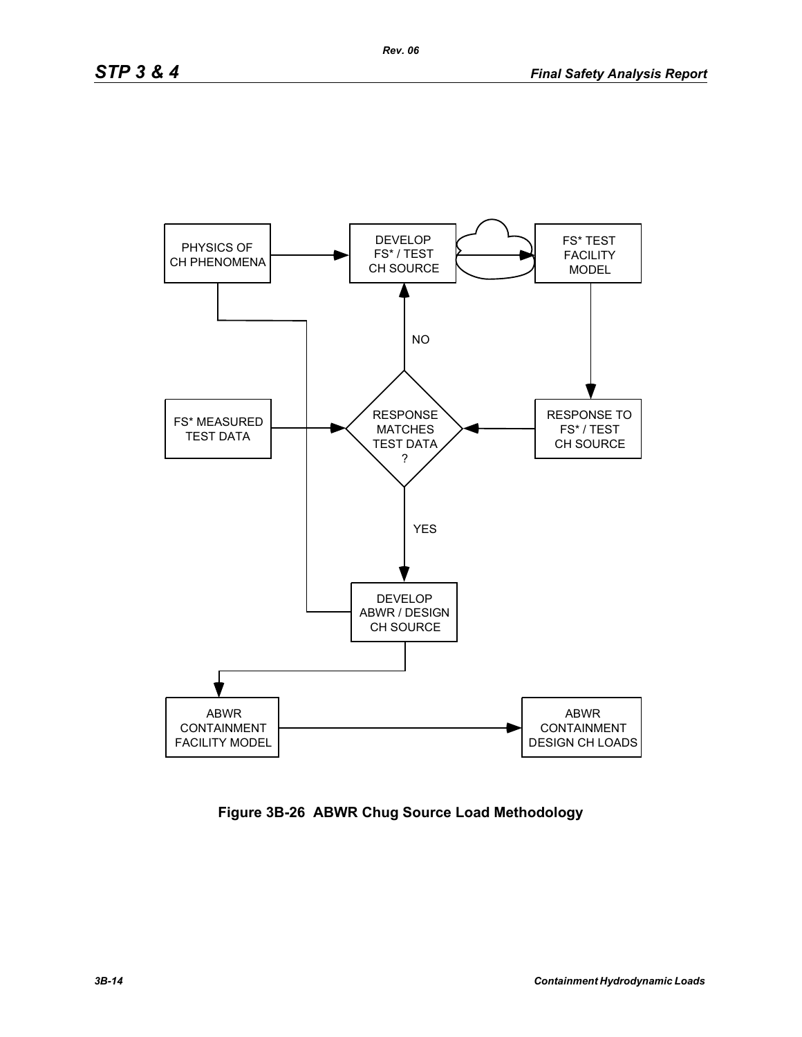PHYSICS OF CH PHENOMENA

DEVELOP FS* / TEST CH SOURCE

FS* TEST FACILITY MODEL

NO

FS* MEASURED TEST DATA

RESPONSE MATCHES TEST DATA ?

RESPONSE TO FS* / TEST CH SOURCE

YES

DEVELOP ABWR / DESIGN CH SOURCE

ABWR CONTAINMENT FACILITY MODEL

ABWR CONTAINMENT DESIGN CH LOADS

**Figure 3B-26 ABWR Chug Source Load Methodology**